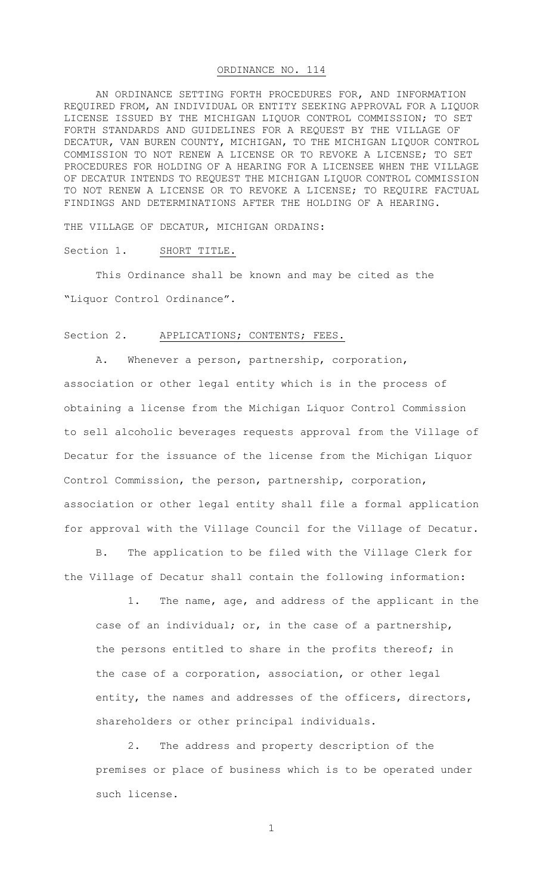# ORDINANCE NO. 114

AN ORDINANCE SETTING FORTH PROCEDURES FOR, AND INFORMATION REQUIRED FROM, AN INDIVIDUAL OR ENTITY SEEKING APPROVAL FOR A LIQUOR LICENSE ISSUED BY THE MICHIGAN LIQUOR CONTROL COMMISSION; TO SET FORTH STANDARDS AND GUIDELINES FOR A REQUEST BY THE VILLAGE OF DECATUR, VAN BUREN COUNTY, MICHIGAN, TO THE MICHIGAN LIQUOR CONTROL COMMISSION TO NOT RENEW A LICENSE OR TO REVOKE A LICENSE; TO SET PROCEDURES FOR HOLDING OF A HEARING FOR A LICENSEE WHEN THE VILLAGE OF DECATUR INTENDS TO REQUEST THE MICHIGAN LIQUOR CONTROL COMMISSION TO NOT RENEW A LICENSE OR TO REVOKE A LICENSE; TO REQUIRE FACTUAL FINDINGS AND DETERMINATIONS AFTER THE HOLDING OF A HEARING.

THE VILLAGE OF DECATUR, MICHIGAN ORDAINS:

## Section 1. SHORT TITLE.

This Ordinance shall be known and may be cited as the "Liquor Control Ordinance".

## Section 2. APPLICATIONS; CONTENTS; FEES.

A. Whenever a person, partnership, corporation, association or other legal entity which is in the process of obtaining a license from the Michigan Liquor Control Commission to sell alcoholic beverages requests approval from the Village of Decatur for the issuance of the license from the Michigan Liquor Control Commission, the person, partnership, corporation, association or other legal entity shall file a formal application for approval with the Village Council for the Village of Decatur.

B. The application to be filed with the Village Clerk for the Village of Decatur shall contain the following information:

1. The name, age, and address of the applicant in the case of an individual; or, in the case of a partnership, the persons entitled to share in the profits thereof; in the case of a corporation, association, or other legal entity, the names and addresses of the officers, directors, shareholders or other principal individuals.

2. The address and property description of the premises or place of business which is to be operated under such license.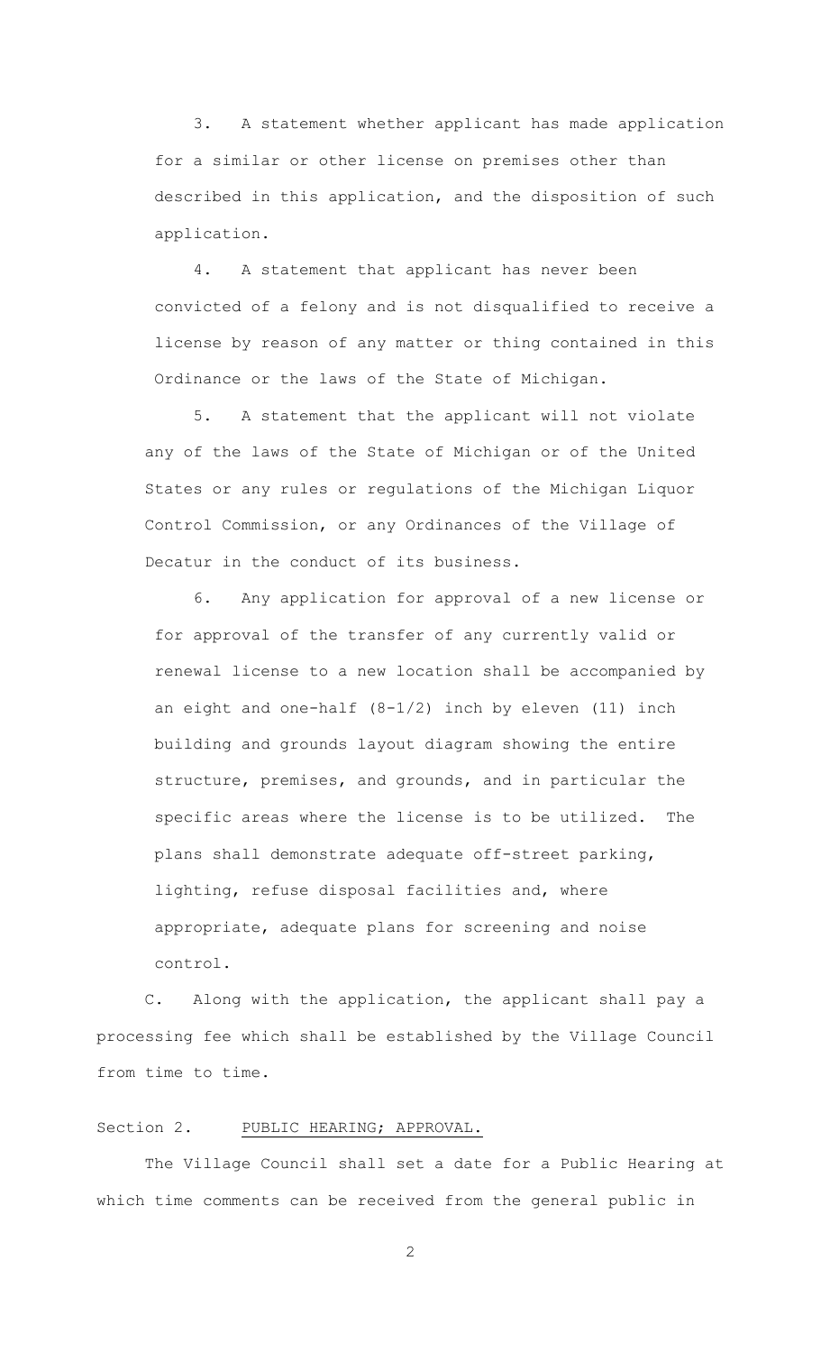3. A statement whether applicant has made application for a similar or other license on premises other than described in this application, and the disposition of such application.

4. A statement that applicant has never been convicted of a felony and is not disqualified to receive a license by reason of any matter or thing contained in this Ordinance or the laws of the State of Michigan.

5. A statement that the applicant will not violate any of the laws of the State of Michigan or of the United States or any rules or regulations of the Michigan Liquor Control Commission, or any Ordinances of the Village of Decatur in the conduct of its business.

6. Any application for approval of a new license or for approval of the transfer of any currently valid or renewal license to a new location shall be accompanied by an eight and one-half (8-1/2) inch by eleven (11) inch building and grounds layout diagram showing the entire structure, premises, and grounds, and in particular the specific areas where the license is to be utilized. The plans shall demonstrate adequate off-street parking, lighting, refuse disposal facilities and, where appropriate, adequate plans for screening and noise control.

C. Along with the application, the applicant shall pay a processing fee which shall be established by the Village Council from time to time.

Section 2. PUBLIC HEARING; APPROVAL.

The Village Council shall set a date for a Public Hearing at which time comments can be received from the general public in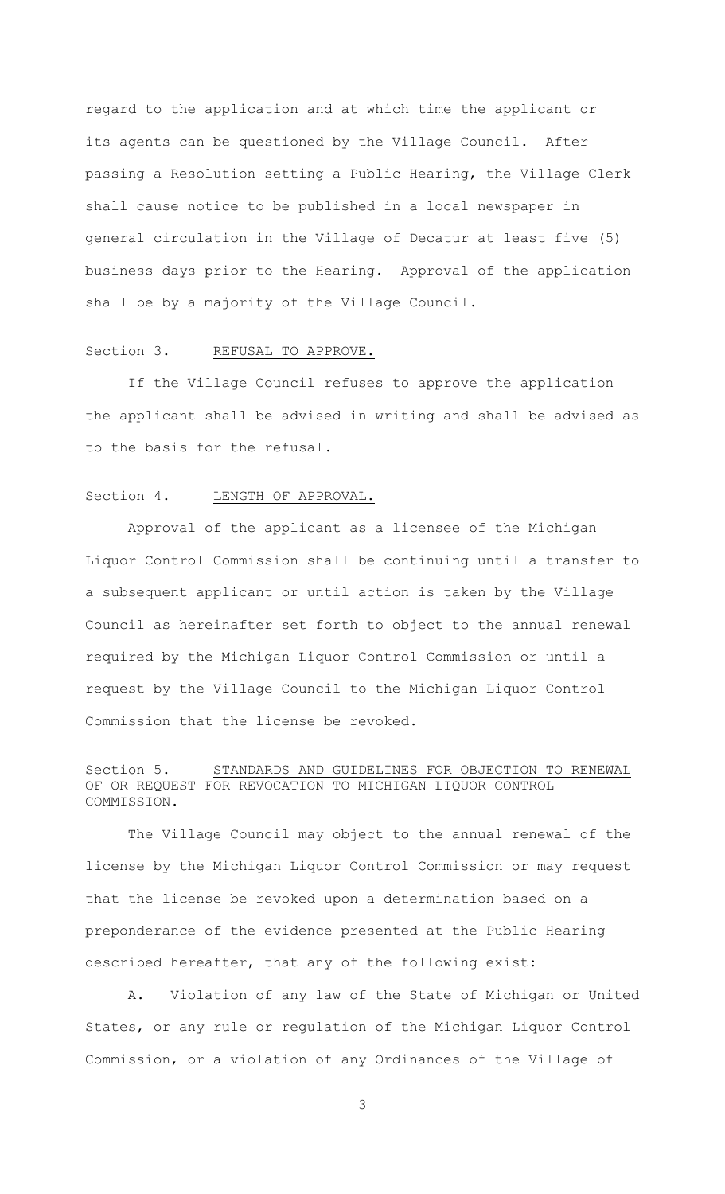regard to the application and at which time the applicant or its agents can be questioned by the Village Council. After passing a Resolution setting a Public Hearing, the Village Clerk shall cause notice to be published in a local newspaper in general circulation in the Village of Decatur at least five (5) business days prior to the Hearing. Approval of the application shall be by a majority of the Village Council.

Section 3. <u>REFUSAL TO APPROVE.</u>

If the Village Council refuses to approve the application the applicant shall be advised in writing and shall be advised as to the basis for the refusal.

Section 4. <u>LENGTH OF APPROVAL.</u>

Approval of the applicant as a licensee of the Michigan Liquor Control Commission shall be continuing until a transfer to a subsequent applicant or until action is taken by the Village Council as hereinafter set forth to object to the annual renewal required by the Michigan Liquor Control Commission or until a request by the Village Council to the Michigan Liquor Control Commission that the license be revoked.

Section 5. <u>STANDARDS AND GUIDELINES FOR OBJECTION TO RENEWAL OF OR REQUEST FOR REVOCATION TO MICHIGAN LIQUOR CONTROL COMMISSION.</u>

The Village Council may object to the annual renewal of the license by the Michigan Liquor Control Commission or may request that the license be revoked upon a determination based on a preponderance of the evidence presented at the Public Hearing described hereafter, that any of the following exist:

A. Violation of any law of the State of Michigan or United States, or any rule or regulation of the Michigan Liquor Control Commission, or a violation of any Ordinances of the Village of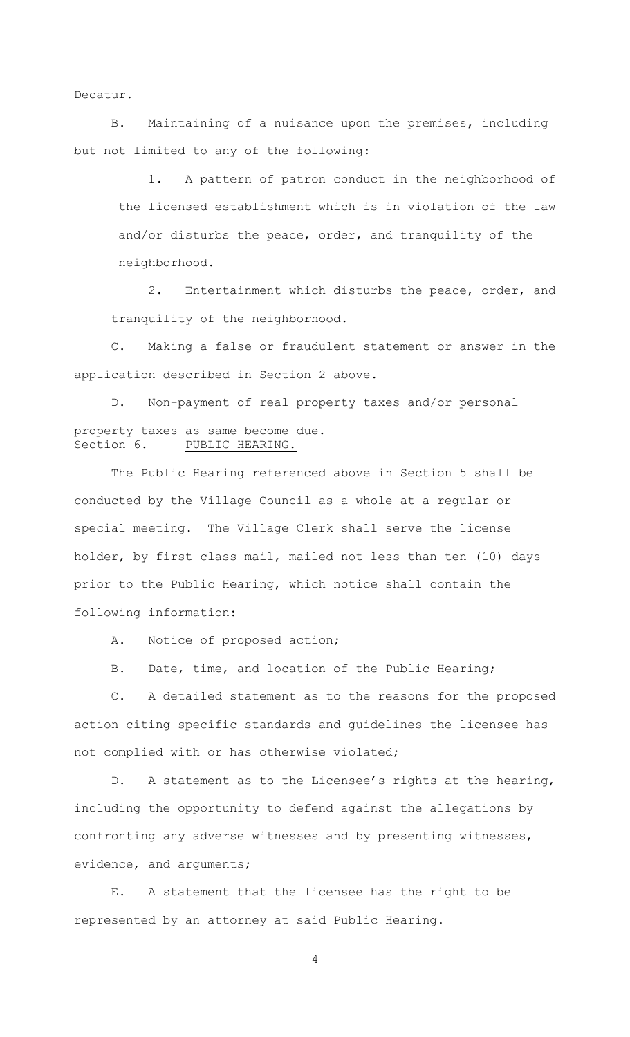Decatur.

B. Maintaining of a nuisance upon the premises, including but not limited to any of the following:

1. A pattern of patron conduct in the neighborhood of the licensed establishment which is in violation of the law and/or disturbs the peace, order, and tranquility of the neighborhood.

2. Entertainment which disturbs the peace, order, and tranquility of the neighborhood.

C. Making a false or fraudulent statement or answer in the application described in Section 2 above.

D. Non-payment of real property taxes and/or personal property taxes as same become due.

Section 6. PUBLIC HEARING.

The Public Hearing referenced above in Section 5 shall be conducted by the Village Council as a whole at a regular or special meeting. The Village Clerk shall serve the license holder, by first class mail, mailed not less than ten (10) days prior to the Public Hearing, which notice shall contain the following information:

A. Notice of proposed action;

B. Date, time, and location of the Public Hearing;

C. A detailed statement as to the reasons for the proposed action citing specific standards and guidelines the licensee has not complied with or has otherwise violated;

D. A statement as to the Licensee's rights at the hearing, including the opportunity to defend against the allegations by confronting any adverse witnesses and by presenting witnesses, evidence, and arguments;

E. A statement that the licensee has the right to be represented by an attorney at said Public Hearing.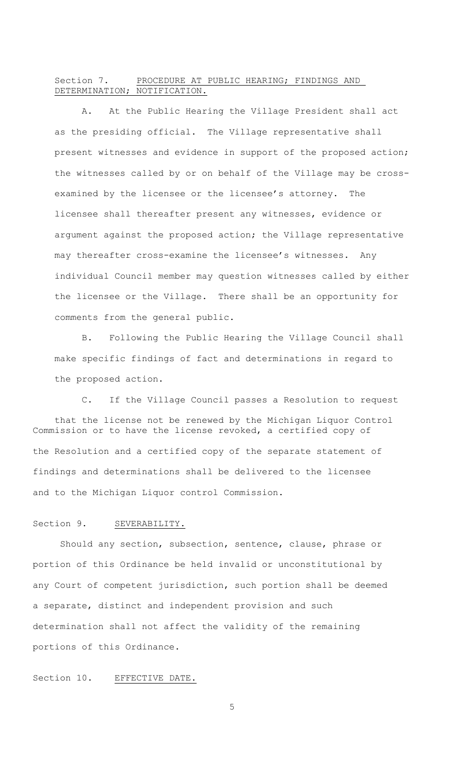Section 7. PROCEDURE AT PUBLIC HEARING; FINDINGS AND DETERMINATION; NOTIFICATION.

A. At the Public Hearing the Village President shall act as the presiding official. The Village representative shall present witnesses and evidence in support of the proposed action; the witnesses called by or on behalf of the Village may be cross-examined by the licensee or the licensee's attorney. The licensee shall thereafter present any witnesses, evidence or argument against the proposed action; the Village representative may thereafter cross-examine the licensee's witnesses. Any individual Council member may question witnesses called by either the licensee or the Village. There shall be an opportunity for comments from the general public.

B. Following the Public Hearing the Village Council shall make specific findings of fact and determinations in regard to the proposed action.

C. If the Village Council passes a Resolution to request that the license not be renewed by the Michigan Liquor Control Commission or to have the license revoked, a certified copy of the Resolution and a certified copy of the separate statement of findings and determinations shall be delivered to the licensee and to the Michigan Liquor control Commission.

Section 9. SEVERABILITY.

Should any section, subsection, sentence, clause, phrase or portion of this Ordinance be held invalid or unconstitutional by any Court of competent jurisdiction, such portion shall be deemed a separate, distinct and independent provision and such determination shall not affect the validity of the remaining portions of this Ordinance.

Section 10. EFFECTIVE DATE.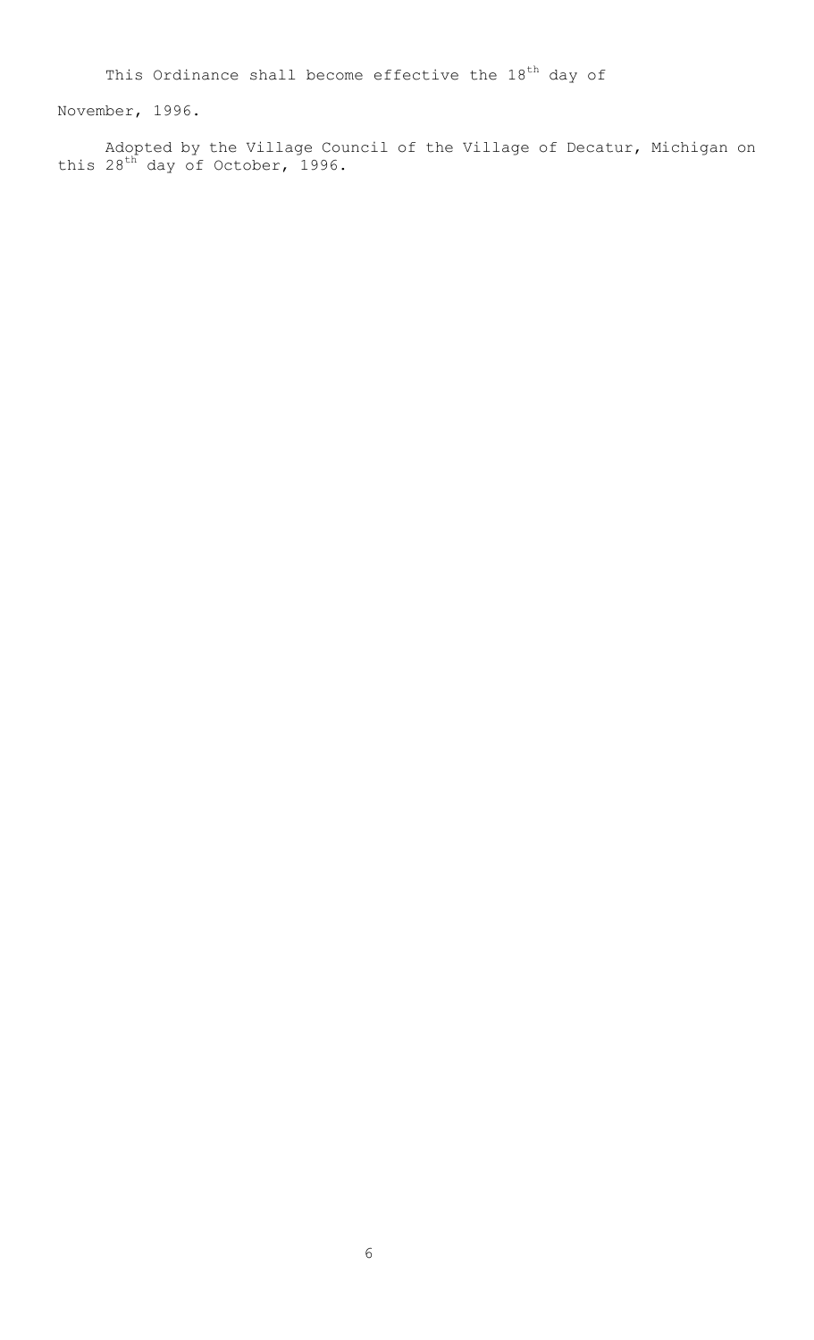This Ordinance shall become effective the 18th day of November, 1996.

Adopted by the Village Council of the Village of Decatur, Michigan on this 28th day of October, 1996.